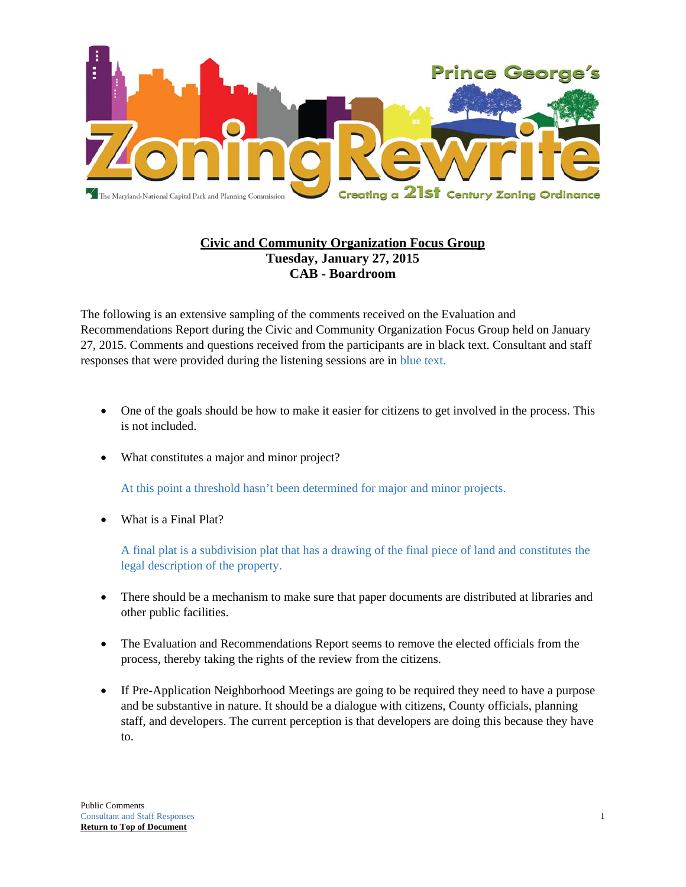# Civic and Community Organization Focus Group

**Tuesday, January 27, 2015**

**CAB - Boardroom**

The following is an extensive sampling of the comments received on the Evaluation and Recommendations Report during the Civic and Community Organization Focus Group held on January 27, 2015. Comments and questions received from the participants are in black text. Consultant and staff responses that were provided during the listening sessions are in blue text.

- One of the goals should be how to make it easier for citizens to get involved in the process. This is not included.

- What constitutes a major and minor project?

  At this point a threshold hasn't been determined for major and minor projects.

- What is a Final Plat?

  A final plat is a subdivision plat that has a drawing of the final piece of land and constitutes the legal description of the property.

- There should be a mechanism to make sure that paper documents are distributed at libraries and other public facilities.

- The Evaluation and Recommendations Report seems to remove the elected officials from the process, thereby taking the rights of the review from the citizens.

- If Pre-Application Neighborhood Meetings are going to be required they need to have a purpose and be substantive in nature. It should be a dialogue with citizens, County officials, planning staff, and developers. The current perception is that developers are doing this because they have to.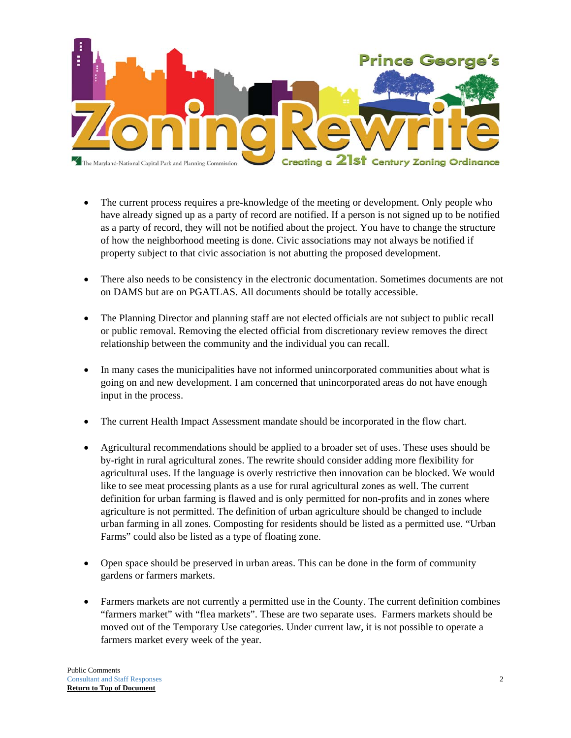- The current process requires a pre-knowledge of the meeting or development. Only people who have already signed up as a party of record are notified. If a person is not signed up to be notified as a party of record, they will not be notified about the project. You have to change the structure of how the neighborhood meeting is done. Civic associations may not always be notified if property subject to that civic association is not abutting the proposed development.

- There also needs to be consistency in the electronic documentation. Sometimes documents are not on DAMS but are on PGATLAS. All documents should be totally accessible.

- The Planning Director and planning staff are not elected officials are not subject to public recall or public removal. Removing the elected official from discretionary review removes the direct relationship between the community and the individual you can recall.

- In many cases the municipalities have not informed unincorporated communities about what is going on and new development. I am concerned that unincorporated areas do not have enough input in the process.

- The current Health Impact Assessment mandate should be incorporated in the flow chart.

- Agricultural recommendations should be applied to a broader set of uses. These uses should be by-right in rural agricultural zones. The rewrite should consider adding more flexibility for agricultural uses. If the language is overly restrictive then innovation can be blocked. We would like to see meat processing plants as a use for rural agricultural zones as well. The current definition for urban farming is flawed and is only permitted for non-profits and in zones where agriculture is not permitted. The definition of urban agriculture should be changed to include urban farming in all zones. Composting for residents should be listed as a permitted use. "Urban Farms" could also be listed as a type of floating zone.

- Open space should be preserved in urban areas. This can be done in the form of community gardens or farmers markets.

- Farmers markets are not currently a permitted use in the County. The current definition combines "farmers market" with "flea markets". These are two separate uses. Farmers markets should be moved out of the Temporary Use categories. Under current law, it is not possible to operate a farmers market every week of the year.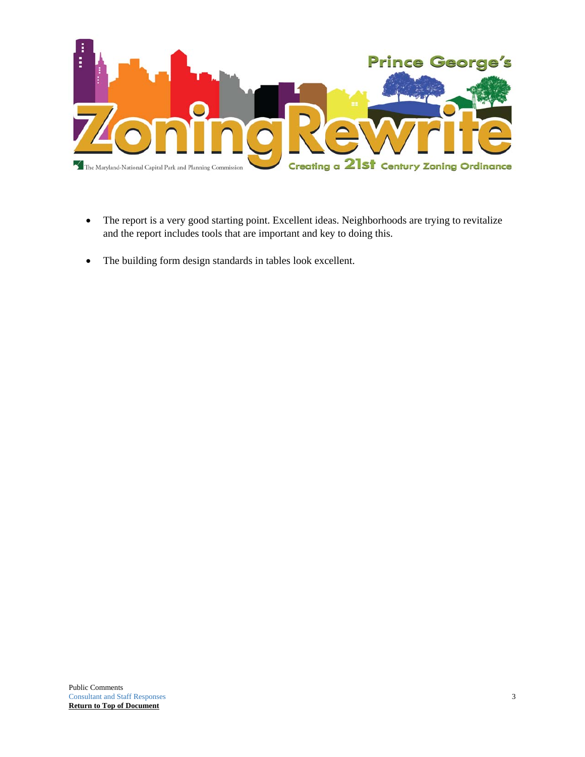- The report is a very good starting point. Excellent ideas. Neighborhoods are trying to revitalize and the report includes tools that are important and key to doing this.

- The building form design standards in tables look excellent.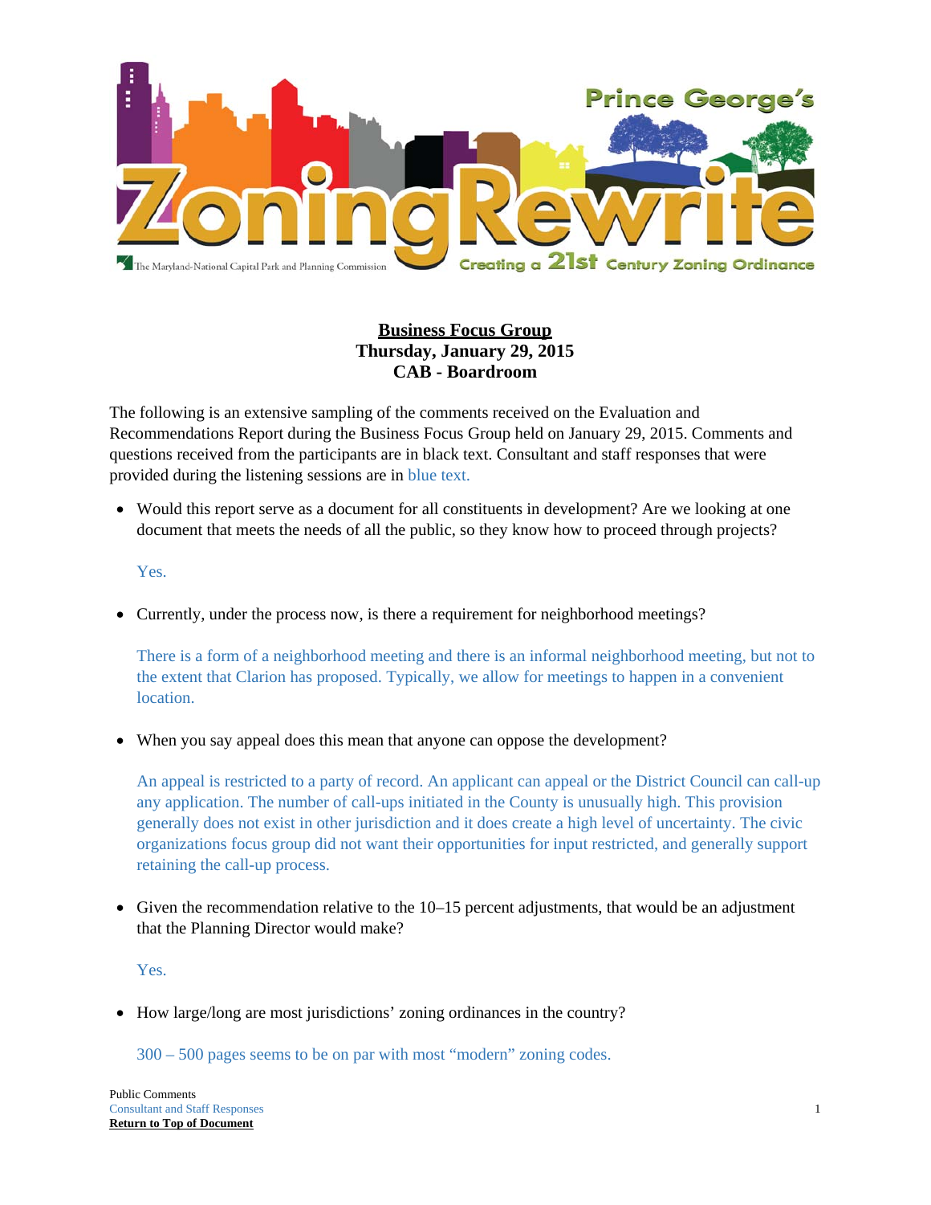**Business Focus Group**
**Thursday, January 29, 2015**
**CAB - Boardroom**

The following is an extensive sampling of the comments received on the Evaluation and Recommendations Report during the Business Focus Group held on January 29, 2015. Comments and questions received from the participants are in black text. Consultant and staff responses that were provided during the listening sessions are in blue text.

- Would this report serve as a document for all constituents in development? Are we looking at one document that meets the needs of all the public, so they know how to proceed through projects?

  Yes.

- Currently, under the process now, is there a requirement for neighborhood meetings?

  There is a form of a neighborhood meeting and there is an informal neighborhood meeting, but not to the extent that Clarion has proposed. Typically, we allow for meetings to happen in a convenient location.

- When you say appeal does this mean that anyone can oppose the development?

  An appeal is restricted to a party of record. An applicant can appeal or the District Council can call-up any application. The number of call-ups initiated in the County is unusually high. This provision generally does not exist in other jurisdiction and it does create a high level of uncertainty. The civic organizations focus group did not want their opportunities for input restricted, and generally support retaining the call-up process.

- Given the recommendation relative to the 10–15 percent adjustments, that would be an adjustment that the Planning Director would make?

  Yes.

- How large/long are most jurisdictions' zoning ordinances in the country?

  300 – 500 pages seems to be on par with most "modern" zoning codes.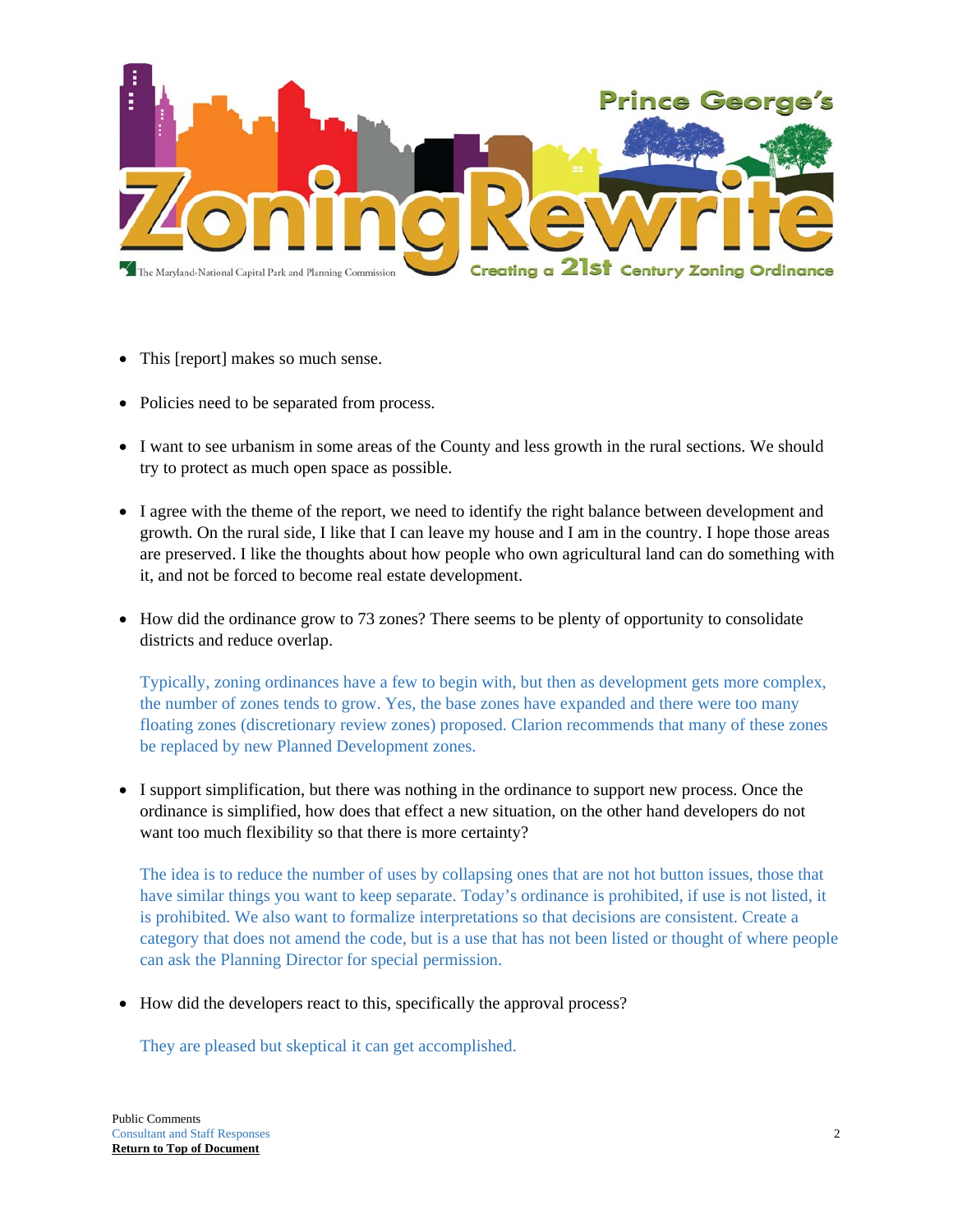- This [report] makes so much sense.

- Policies need to be separated from process.

- I want to see urbanism in some areas of the County and less growth in the rural sections. We should try to protect as much open space as possible.

- I agree with the theme of the report, we need to identify the right balance between development and growth. On the rural side, I like that I can leave my house and I am in the country. I hope those areas are preserved. I like the thoughts about how people who own agricultural land can do something with it, and not be forced to become real estate development.

- How did the ordinance grow to 73 zones? There seems to be plenty of opportunity to consolidate districts and reduce overlap.

  Typically, zoning ordinances have a few to begin with, but then as development gets more complex, the number of zones tends to grow. Yes, the base zones have expanded and there were too many floating zones (discretionary review zones) proposed. Clarion recommends that many of these zones be replaced by new Planned Development zones.

- I support simplification, but there was nothing in the ordinance to support new process. Once the ordinance is simplified, how does that effect a new situation, on the other hand developers do not want too much flexibility so that there is more certainty?

  The idea is to reduce the number of uses by collapsing ones that are not hot button issues, those that have similar things you want to keep separate. Today's ordinance is prohibited, if use is not listed, it is prohibited. We also want to formalize interpretations so that decisions are consistent. Create a category that does not amend the code, but is a use that has not been listed or thought of where people can ask the Planning Director for special permission.

- How did the developers react to this, specifically the approval process?

  They are pleased but skeptical it can get accomplished.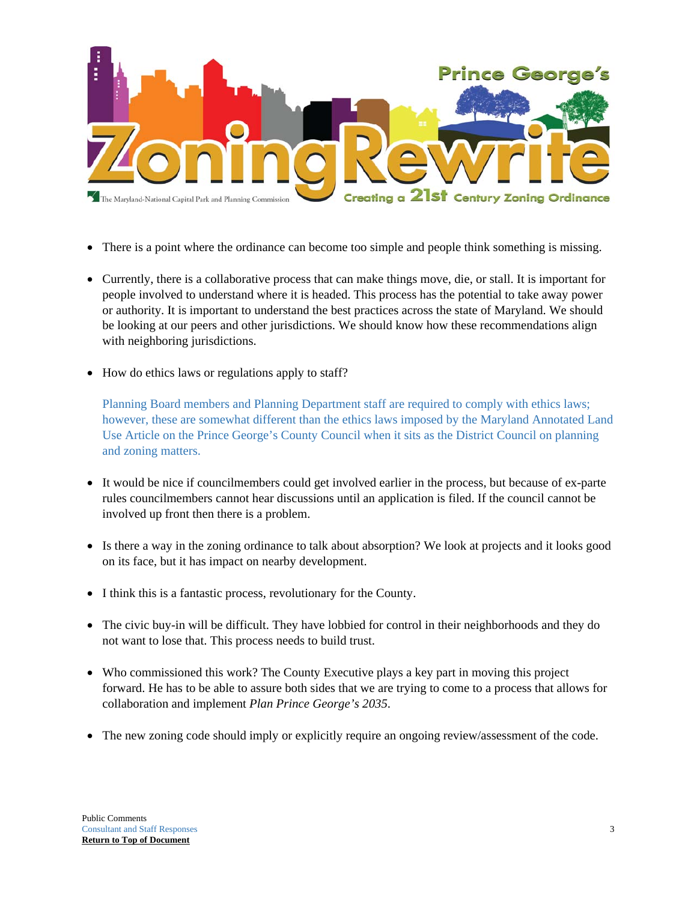- There is a point where the ordinance can become too simple and people think something is missing.

- Currently, there is a collaborative process that can make things move, die, or stall. It is important for people involved to understand where it is headed. This process has the potential to take away power or authority. It is important to understand the best practices across the state of Maryland. We should be looking at our peers and other jurisdictions. We should know how these recommendations align with neighboring jurisdictions.

- How do ethics laws or regulations apply to staff?

  Planning Board members and Planning Department staff are required to comply with ethics laws; however, these are somewhat different than the ethics laws imposed by the Maryland Annotated Land Use Article on the Prince George's County Council when it sits as the District Council on planning and zoning matters.

- It would be nice if councilmembers could get involved earlier in the process, but because of ex-parte rules councilmembers cannot hear discussions until an application is filed. If the council cannot be involved up front then there is a problem.

- Is there a way in the zoning ordinance to talk about absorption? We look at projects and it looks good on its face, but it has impact on nearby development.

- I think this is a fantastic process, revolutionary for the County.

- The civic buy-in will be difficult. They have lobbied for control in their neighborhoods and they do not want to lose that. This process needs to build trust.

- Who commissioned this work? The County Executive plays a key part in moving this project forward. He has to be able to assure both sides that we are trying to come to a process that allows for collaboration and implement *Plan Prince George's 2035*.

- The new zoning code should imply or explicitly require an ongoing review/assessment of the code.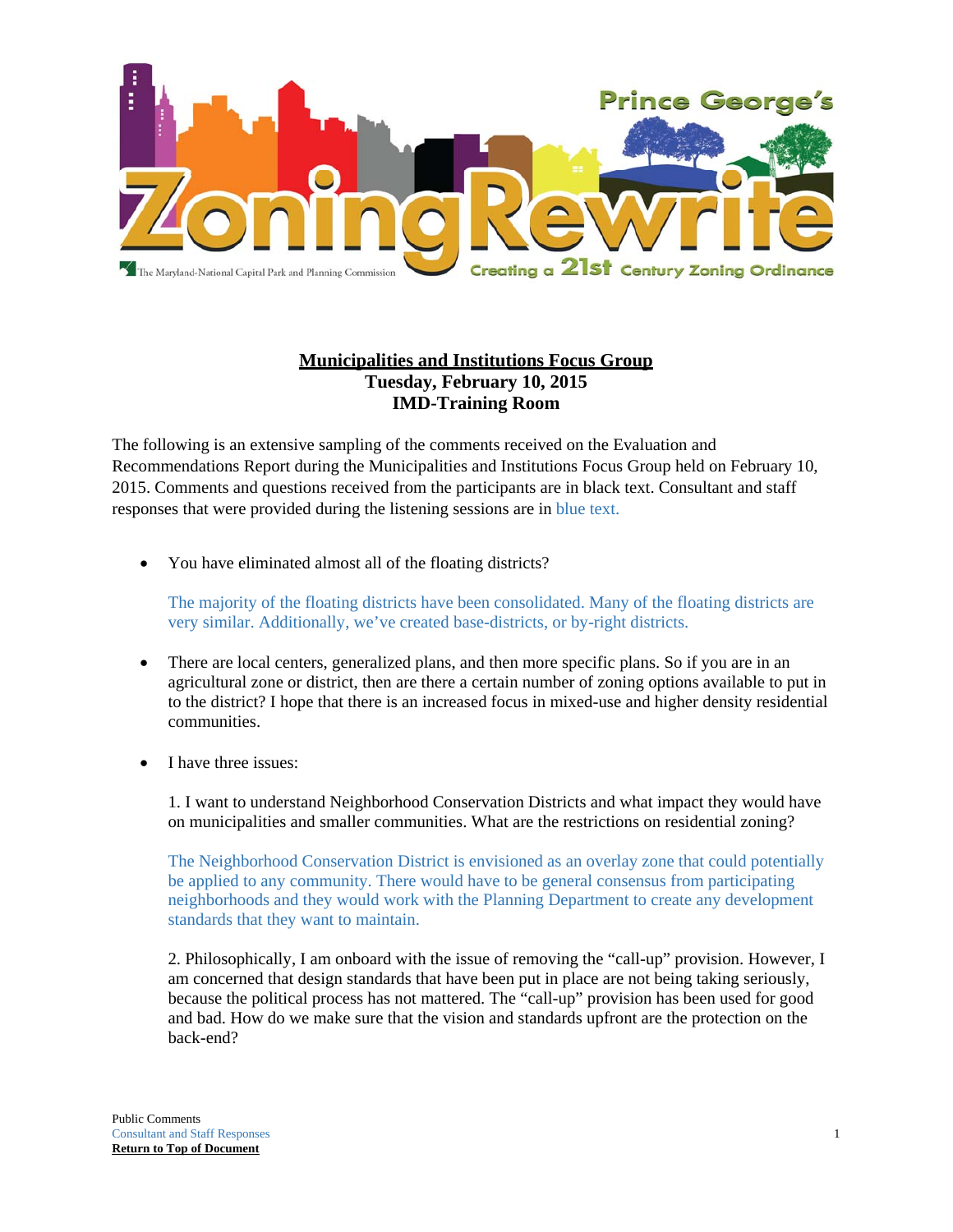## Municipalities and Institutions Focus Group
**Tuesday, February 10, 2015**
**IMD-Training Room**

The following is an extensive sampling of the comments received on the Evaluation and Recommendations Report during the Municipalities and Institutions Focus Group held on February 10, 2015. Comments and questions received from the participants are in black text. Consultant and staff responses that were provided during the listening sessions are in blue text.

- You have eliminated almost all of the floating districts?

  The majority of the floating districts have been consolidated. Many of the floating districts are very similar. Additionally, we've created base-districts, or by-right districts.

- There are local centers, generalized plans, and then more specific plans. So if you are in an agricultural zone or district, then are there a certain number of zoning options available to put in to the district? I hope that there is an increased focus in mixed-use and higher density residential communities.

- I have three issues:

  1. I want to understand Neighborhood Conservation Districts and what impact they would have on municipalities and smaller communities. What are the restrictions on residential zoning?

  The Neighborhood Conservation District is envisioned as an overlay zone that could potentially be applied to any community. There would have to be general consensus from participating neighborhoods and they would work with the Planning Department to create any development standards that they want to maintain.

  2. Philosophically, I am onboard with the issue of removing the "call-up" provision. However, I am concerned that design standards that have been put in place are not being taking seriously, because the political process has not mattered. The "call-up" provision has been used for good and bad. How do we make sure that the vision and standards upfront are the protection on the back-end?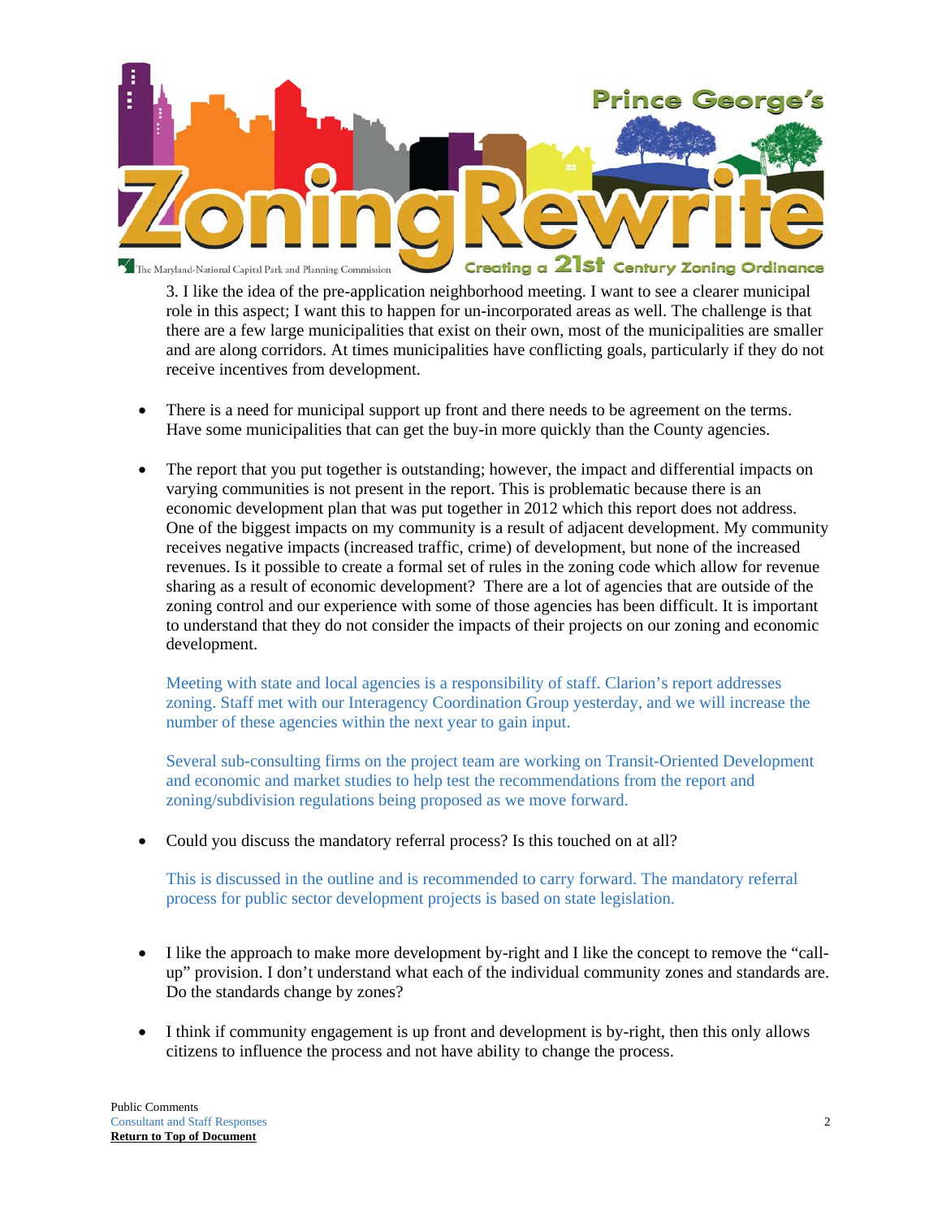3. I like the idea of the pre-application neighborhood meeting. I want to see a clearer municipal role in this aspect; I want this to happen for un-incorporated areas as well. The challenge is that there are a few large municipalities that exist on their own, most of the municipalities are smaller and are along corridors. At times municipalities have conflicting goals, particularly if they do not receive incentives from development.

- There is a need for municipal support up front and there needs to be agreement on the terms. Have some municipalities that can get the buy-in more quickly than the County agencies.

- The report that you put together is outstanding; however, the impact and differential impacts on varying communities is not present in the report. This is problematic because there is an economic development plan that was put together in 2012 which this report does not address. One of the biggest impacts on my community is a result of adjacent development. My community receives negative impacts (increased traffic, crime) of development, but none of the increased revenues. Is it possible to create a formal set of rules in the zoning code which allow for revenue sharing as a result of economic development? There are a lot of agencies that are outside of the zoning control and our experience with some of those agencies has been difficult. It is important to understand that they do not consider the impacts of their projects on our zoning and economic development.

  Meeting with state and local agencies is a responsibility of staff. Clarion's report addresses zoning. Staff met with our Interagency Coordination Group yesterday, and we will increase the number of these agencies within the next year to gain input.

  Several sub-consulting firms on the project team are working on Transit-Oriented Development and economic and market studies to help test the recommendations from the report and zoning/subdivision regulations being proposed as we move forward.

- Could you discuss the mandatory referral process? Is this touched on at all?

  This is discussed in the outline and is recommended to carry forward. The mandatory referral process for public sector development projects is based on state legislation.

- I like the approach to make more development by-right and I like the concept to remove the "call-up" provision. I don't understand what each of the individual community zones and standards are. Do the standards change by zones?

- I think if community engagement is up front and development is by-right, then this only allows citizens to influence the process and not have ability to change the process.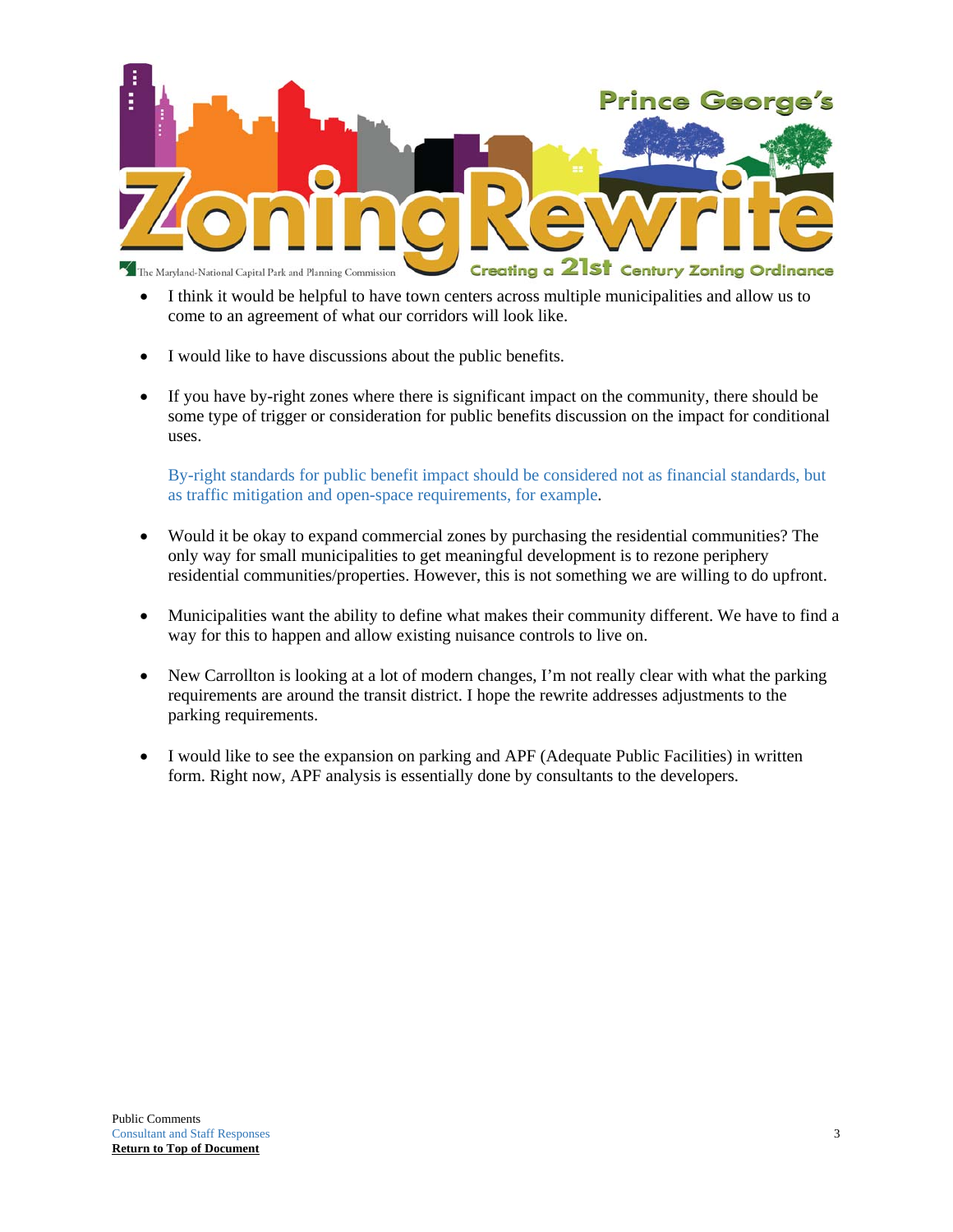- I think it would be helpful to have town centers across multiple municipalities and allow us to come to an agreement of what our corridors will look like.

- I would like to have discussions about the public benefits.

- If you have by-right zones where there is significant impact on the community, there should be some type of trigger or consideration for public benefits discussion on the impact for conditional uses.

  By-right standards for public benefit impact should be considered not as financial standards, but as traffic mitigation and open-space requirements, for example.

- Would it be okay to expand commercial zones by purchasing the residential communities? The only way for small municipalities to get meaningful development is to rezone periphery residential communities/properties. However, this is not something we are willing to do upfront.

- Municipalities want the ability to define what makes their community different. We have to find a way for this to happen and allow existing nuisance controls to live on.

- New Carrollton is looking at a lot of modern changes, I'm not really clear with what the parking requirements are around the transit district. I hope the rewrite addresses adjustments to the parking requirements.

- I would like to see the expansion on parking and APF (Adequate Public Facilities) in written form. Right now, APF analysis is essentially done by consultants to the developers.

Public Comments
Consultant and Staff Responses
**Return to Top of Document**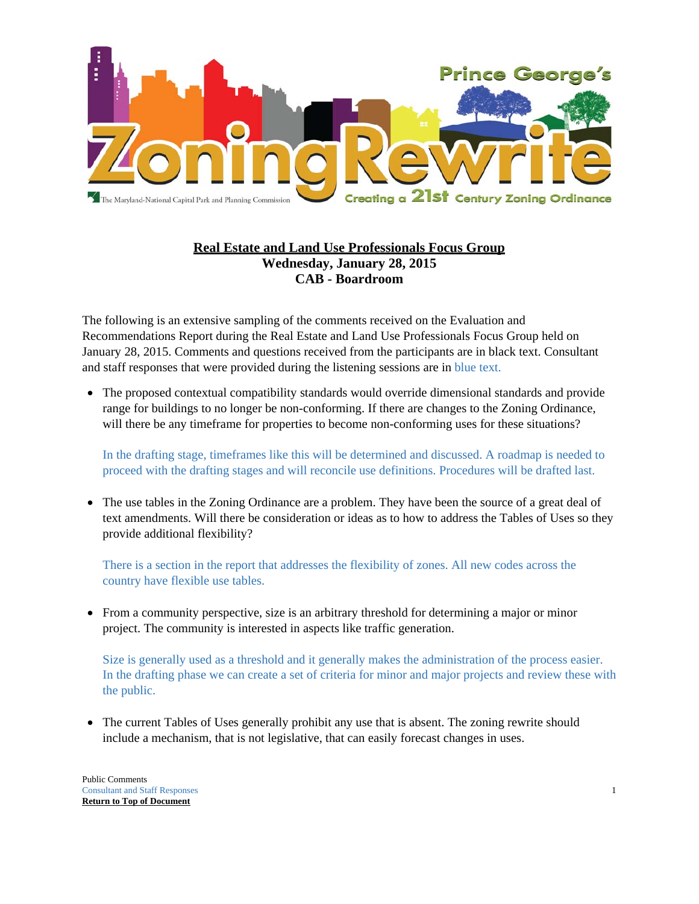# Real Estate and Land Use Professionals Focus Group

**Wednesday, January 28, 2015**
**CAB - Boardroom**

The following is an extensive sampling of the comments received on the Evaluation and Recommendations Report during the Real Estate and Land Use Professionals Focus Group held on January 28, 2015. Comments and questions received from the participants are in black text. Consultant and staff responses that were provided during the listening sessions are in blue text.

- The proposed contextual compatibility standards would override dimensional standards and provide range for buildings to no longer be non-conforming. If there are changes to the Zoning Ordinance, will there be any timeframe for properties to become non-conforming uses for these situations?

  In the drafting stage, timeframes like this will be determined and discussed. A roadmap is needed to proceed with the drafting stages and will reconcile use definitions. Procedures will be drafted last.

- The use tables in the Zoning Ordinance are a problem. They have been the source of a great deal of text amendments. Will there be consideration or ideas as to how to address the Tables of Uses so they provide additional flexibility?

  There is a section in the report that addresses the flexibility of zones. All new codes across the country have flexible use tables.

- From a community perspective, size is an arbitrary threshold for determining a major or minor project. The community is interested in aspects like traffic generation.

  Size is generally used as a threshold and it generally makes the administration of the process easier. In the drafting phase we can create a set of criteria for minor and major projects and review these with the public.

- The current Tables of Uses generally prohibit any use that is absent. The zoning rewrite should include a mechanism, that is not legislative, that can easily forecast changes in uses.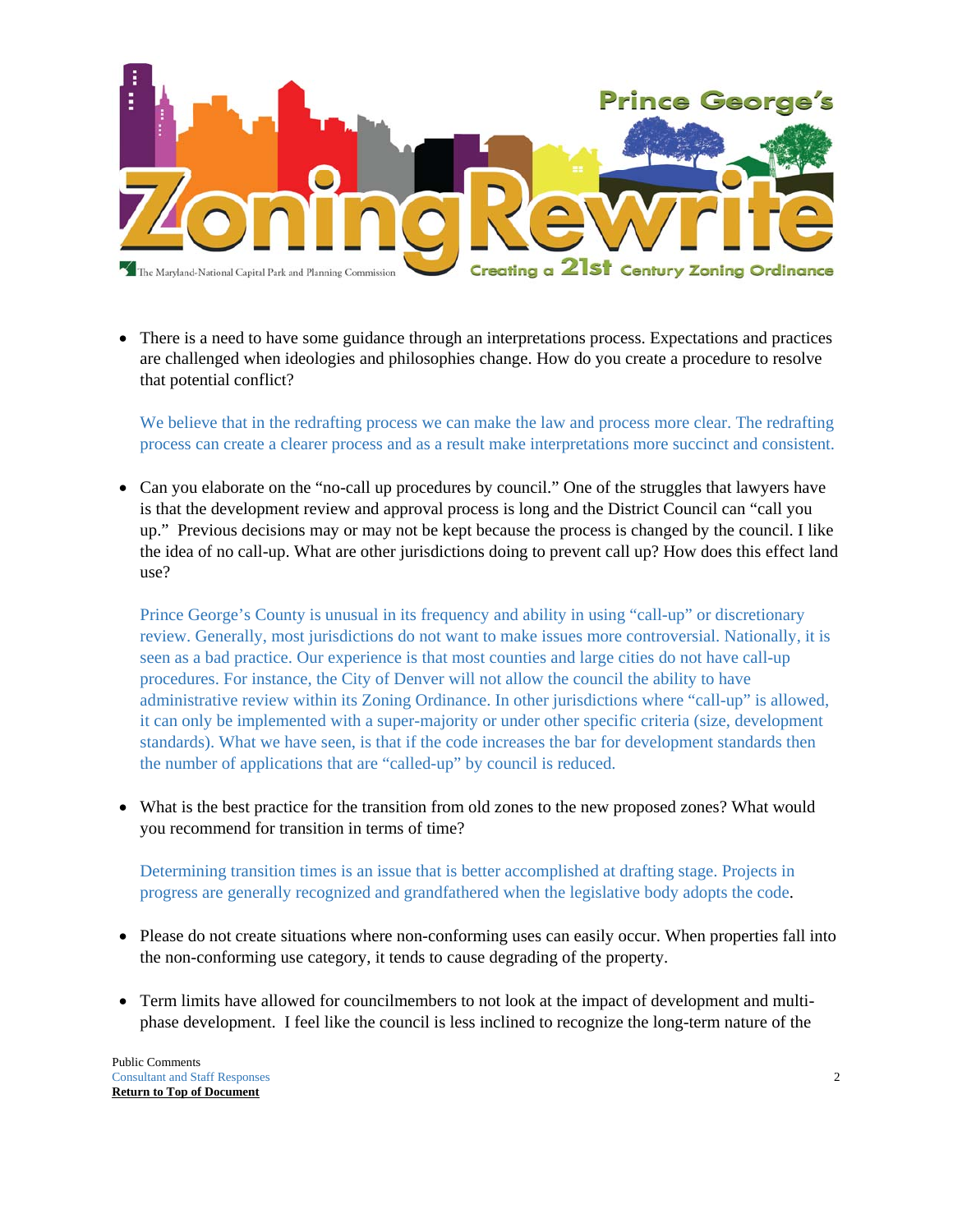- There is a need to have some guidance through an interpretations process. Expectations and practices are challenged when ideologies and philosophies change. How do you create a procedure to resolve that potential conflict?

  We believe that in the redrafting process we can make the law and process more clear. The redrafting process can create a clearer process and as a result make interpretations more succinct and consistent.

- Can you elaborate on the "no-call up procedures by council." One of the struggles that lawyers have is that the development review and approval process is long and the District Council can "call you up." Previous decisions may or may not be kept because the process is changed by the council. I like the idea of no call-up. What are other jurisdictions doing to prevent call up? How does this effect land use?

  Prince George's County is unusual in its frequency and ability in using "call-up" or discretionary review. Generally, most jurisdictions do not want to make issues more controversial. Nationally, it is seen as a bad practice. Our experience is that most counties and large cities do not have call-up procedures. For instance, the City of Denver will not allow the council the ability to have administrative review within its Zoning Ordinance. In other jurisdictions where "call-up" is allowed, it can only be implemented with a super-majority or under other specific criteria (size, development standards). What we have seen, is that if the code increases the bar for development standards then the number of applications that are "called-up" by council is reduced.

- What is the best practice for the transition from old zones to the new proposed zones? What would you recommend for transition in terms of time?

  Determining transition times is an issue that is better accomplished at drafting stage. Projects in progress are generally recognized and grandfathered when the legislative body adopts the code.

- Please do not create situations where non-conforming uses can easily occur. When properties fall into the non-conforming use category, it tends to cause degrading of the property.

- Term limits have allowed for councilmembers to not look at the impact of development and multi-phase development. I feel like the council is less inclined to recognize the long-term nature of the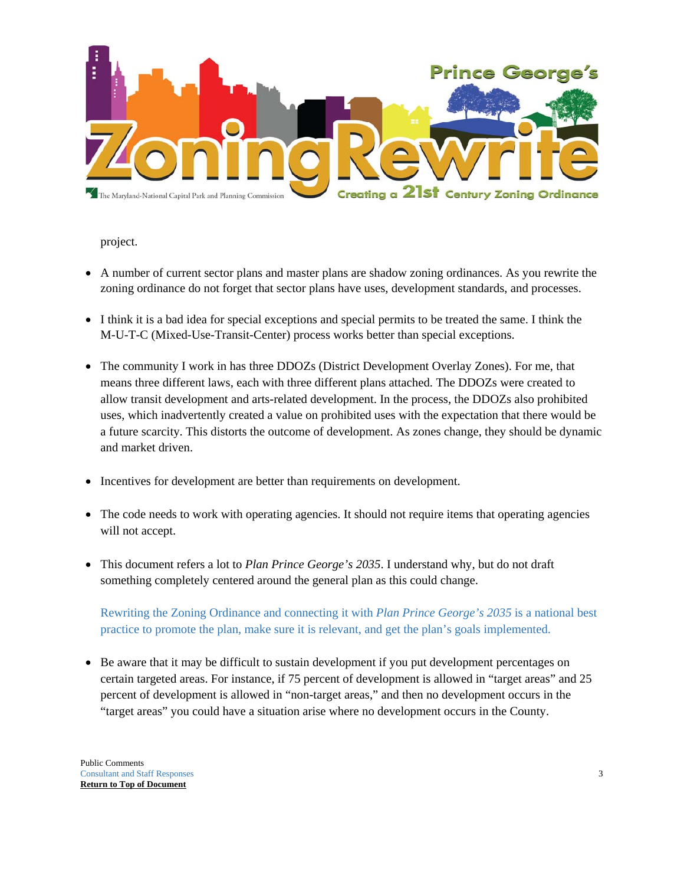project.

- A number of current sector plans and master plans are shadow zoning ordinances. As you rewrite the zoning ordinance do not forget that sector plans have uses, development standards, and processes.

- I think it is a bad idea for special exceptions and special permits to be treated the same. I think the M-U-T-C (Mixed-Use-Transit-Center) process works better than special exceptions.

- The community I work in has three DDOZs (District Development Overlay Zones). For me, that means three different laws, each with three different plans attached. The DDOZs were created to allow transit development and arts-related development. In the process, the DDOZs also prohibited uses, which inadvertently created a value on prohibited uses with the expectation that there would be a future scarcity. This distorts the outcome of development. As zones change, they should be dynamic and market driven.

- Incentives for development are better than requirements on development.

- The code needs to work with operating agencies. It should not require items that operating agencies will not accept.

- This document refers a lot to *Plan Prince George's 2035*. I understand why, but do not draft something completely centered around the general plan as this could change.

  Rewriting the Zoning Ordinance and connecting it with *Plan Prince George's 2035* is a national best practice to promote the plan, make sure it is relevant, and get the plan's goals implemented.

- Be aware that it may be difficult to sustain development if you put development percentages on certain targeted areas. For instance, if 75 percent of development is allowed in "target areas" and 25 percent of development is allowed in "non-target areas," and then no development occurs in the "target areas" you could have a situation arise where no development occurs in the County.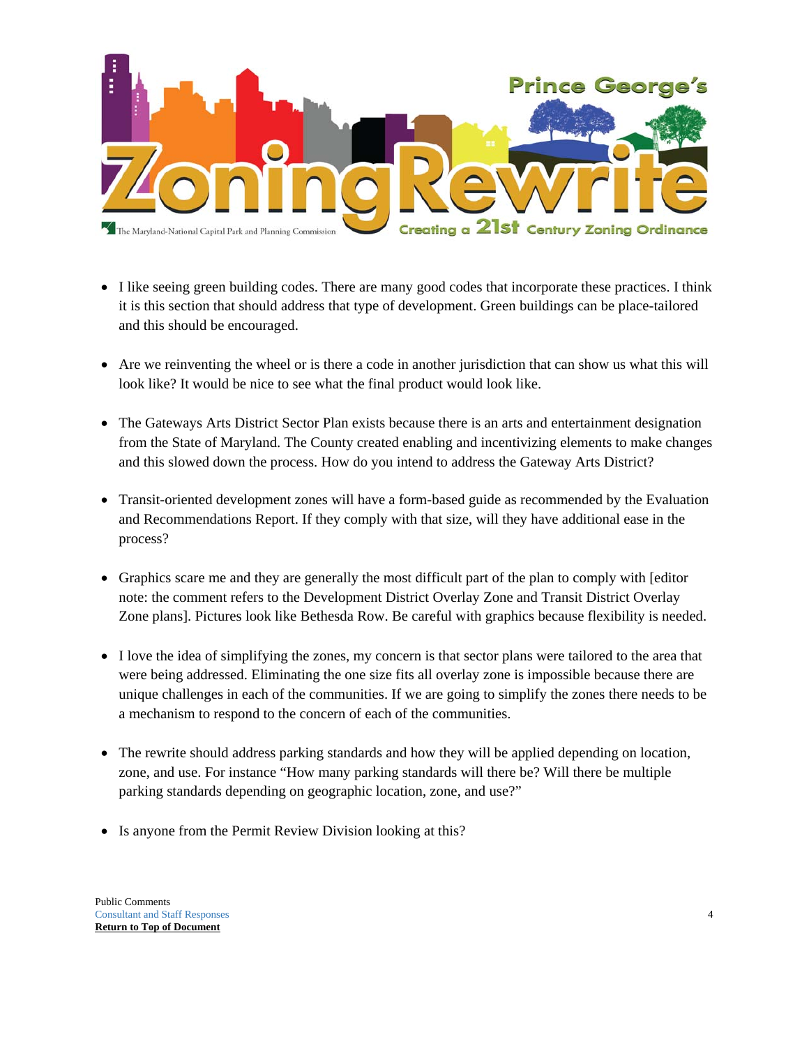- I like seeing green building codes. There are many good codes that incorporate these practices. I think it is this section that should address that type of development. Green buildings can be place-tailored and this should be encouraged.

- Are we reinventing the wheel or is there a code in another jurisdiction that can show us what this will look like? It would be nice to see what the final product would look like.

- The Gateways Arts District Sector Plan exists because there is an arts and entertainment designation from the State of Maryland. The County created enabling and incentivizing elements to make changes and this slowed down the process. How do you intend to address the Gateway Arts District?

- Transit-oriented development zones will have a form-based guide as recommended by the Evaluation and Recommendations Report. If they comply with that size, will they have additional ease in the process?

- Graphics scare me and they are generally the most difficult part of the plan to comply with [editor note: the comment refers to the Development District Overlay Zone and Transit District Overlay Zone plans]. Pictures look like Bethesda Row. Be careful with graphics because flexibility is needed.

- I love the idea of simplifying the zones, my concern is that sector plans were tailored to the area that were being addressed. Eliminating the one size fits all overlay zone is impossible because there are unique challenges in each of the communities. If we are going to simplify the zones there needs to be a mechanism to respond to the concern of each of the communities.

- The rewrite should address parking standards and how they will be applied depending on location, zone, and use. For instance "How many parking standards will there be? Will there be multiple parking standards depending on geographic location, zone, and use?"

- Is anyone from the Permit Review Division looking at this?

Public Comments
Consultant and Staff Responses
**Return to Top of Document**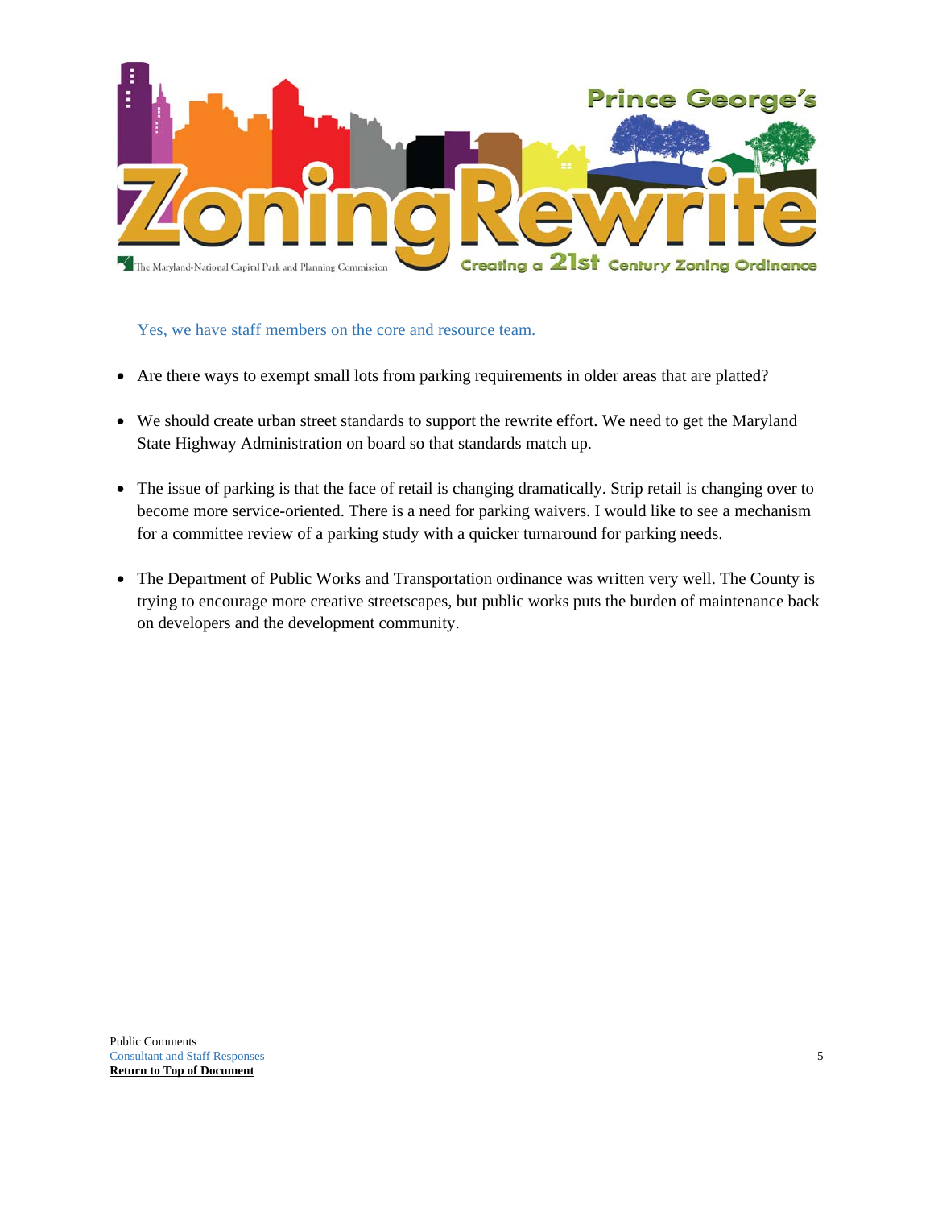Yes, we have staff members on the core and resource team.

- Are there ways to exempt small lots from parking requirements in older areas that are platted?
- We should create urban street standards to support the rewrite effort. We need to get the Maryland State Highway Administration on board so that standards match up.
- The issue of parking is that the face of retail is changing dramatically. Strip retail is changing over to become more service-oriented. There is a need for parking waivers. I would like to see a mechanism for a committee review of a parking study with a quicker turnaround for parking needs.
- The Department of Public Works and Transportation ordinance was written very well. The County is trying to encourage more creative streetscapes, but public works puts the burden of maintenance back on developers and the development community.

Public Comments
Consultant and Staff Responses
**Return to Top of Document**